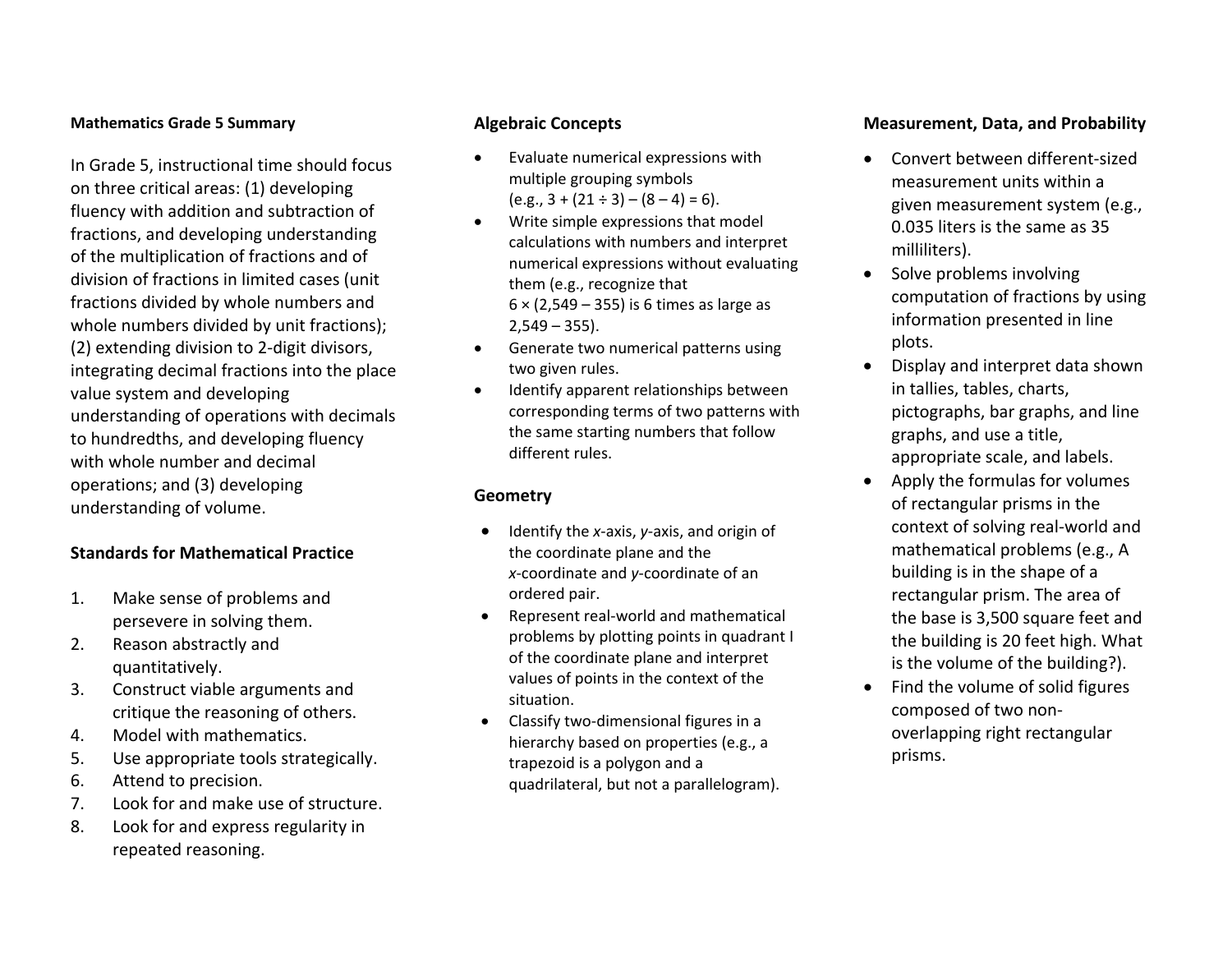# Mathematics Grade 5 Summary

In Grade 5, instructional time should focus on three critical areas: (1) developing fluency with addition and subtraction of fractions, and developing understanding of the multiplication of fractions and of division of fractions in limited cases (unit fractions divided by whole numbers and whole numbers divided by unit fractions); (2) extending division to 2-digit divisors, integrating decimal fractions into the place value system and developing understanding of operations with decimals to hundredths, and developing fluency with whole number and decimal operations; and (3) developing understanding of volume.

## Standards for Mathematical Practice

1. Make sense of problems and persevere in solving them.
2. Reason abstractly and quantitatively.
3. Construct viable arguments and critique the reasoning of others.
4. Model with mathematics.
5. Use appropriate tools strategically.
6. Attend to precision.
7. Look for and make use of structure.
8. Look for and express regularity in repeated reasoning.

## Algebraic Concepts

- Evaluate numerical expressions with multiple grouping symbols (e.g., $3 + (21 \div 3) - (8 - 4) = 6$).
- Write simple expressions that model calculations with numbers and interpret numerical expressions without evaluating them (e.g., recognize that $6 \times (2{,}549 - 355)$ is 6 times as large as $2{,}549 - 355$).
- Generate two numerical patterns using two given rules.
- Identify apparent relationships between corresponding terms of two patterns with the same starting numbers that follow different rules.

## Geometry

- Identify the $x$-axis, $y$-axis, and origin of the coordinate plane and the $x$-coordinate and $y$-coordinate of an ordered pair.
- Represent real-world and mathematical problems by plotting points in quadrant I of the coordinate plane and interpret values of points in the context of the situation.
- Classify two-dimensional figures in a hierarchy based on properties (e.g., a trapezoid is a polygon and a quadrilateral, but not a parallelogram).

## Measurement, Data, and Probability

- Convert between different-sized measurement units within a given measurement system (e.g., 0.035 liters is the same as 35 milliliters).
- Solve problems involving computation of fractions by using information presented in line plots.
- Display and interpret data shown in tallies, tables, charts, pictographs, bar graphs, and line graphs, and use a title, appropriate scale, and labels.
- Apply the formulas for volumes of rectangular prisms in the context of solving real-world and mathematical problems (e.g., A building is in the shape of a rectangular prism. The area of the base is 3,500 square feet and the building is 20 feet high. What is the volume of the building?).
- Find the volume of solid figures composed of two non-overlapping right rectangular prisms.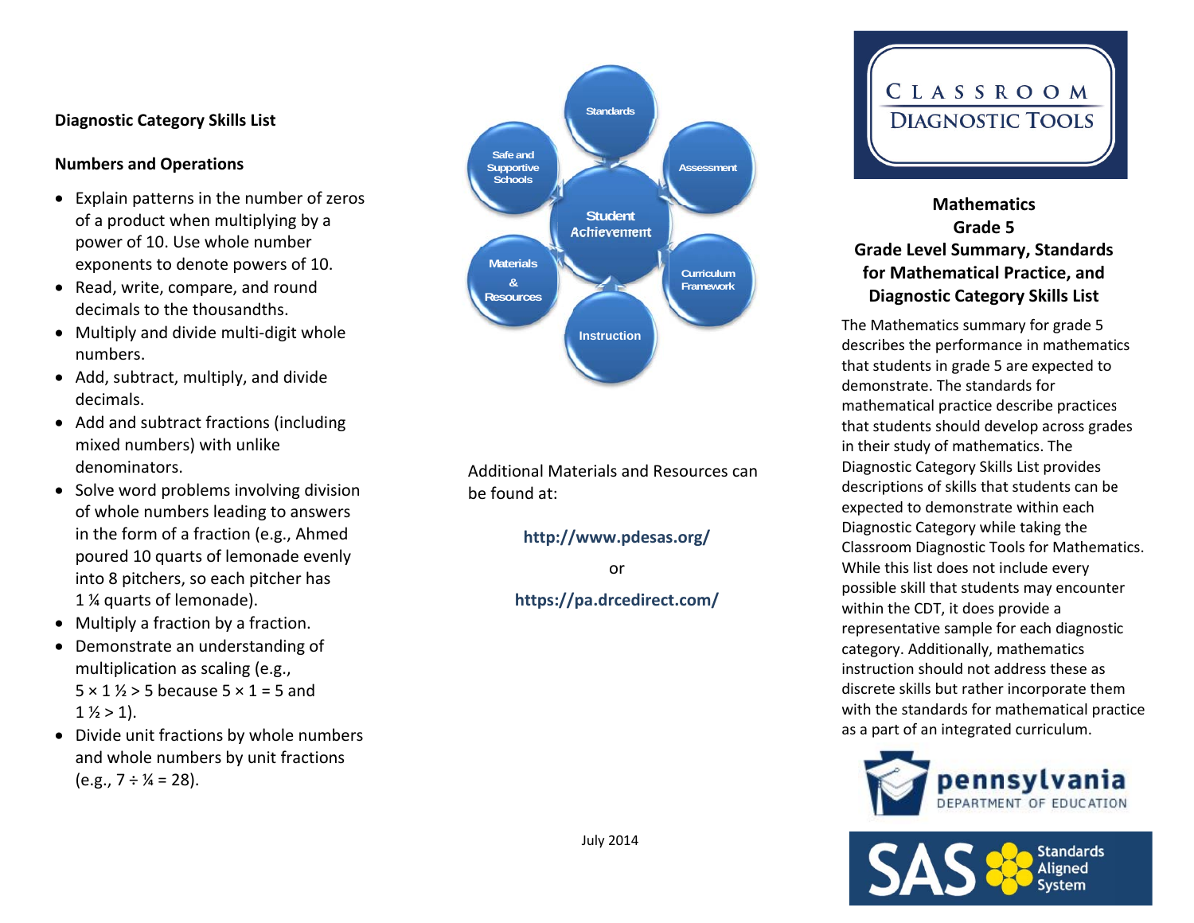## Diagnostic Category Skills List

### Numbers and Operations

- Explain patterns in the number of zeros of a product when multiplying by a power of 10. Use whole number exponents to denote powers of 10.
- Read, write, compare, and round decimals to the thousandths.
- Multiply and divide multi-digit whole numbers.
- Add, subtract, multiply, and divide decimals.
- Add and subtract fractions (including mixed numbers) with unlike denominators.
- Solve word problems involving division of whole numbers leading to answers in the form of a fraction (e.g., Ahmed poured 10 quarts of lemonade evenly into 8 pitchers, so each pitcher has 1 ¼ quarts of lemonade).
- Multiply a fraction by a fraction.
- Demonstrate an understanding of multiplication as scaling (e.g., 5 × 1 ½ > 5 because 5 × 1 = 5 and 1 ½ > 1).
- Divide unit fractions by whole numbers and whole numbers by unit fractions (e.g., 7 ÷ ¼ = 28).

Standards

Safe and Supportive Schools

Assessment

Student Achievement

Materials & Resources

Curriculum Framework

Instruction

Additional Materials and Resources can be found at:

**http://www.pdesas.org/**

or

**https://pa.drcedirect.com/**

July 2014

# CLASSROOM DIAGNOSTIC TOOLS

## Mathematics Grade 5 Grade Level Summary, Standards for Mathematical Practice, and Diagnostic Category Skills List

The Mathematics summary for grade 5 describes the performance in mathematics that students in grade 5 are expected to demonstrate. The standards for mathematical practice describe practices that students should develop across grades in their study of mathematics. The Diagnostic Category Skills List provides descriptions of skills that students can be expected to demonstrate within each Diagnostic Category while taking the Classroom Diagnostic Tools for Mathematics. While this list does not include every possible skill that students may encounter within the CDT, it does provide a representative sample for each diagnostic category. Additionally, mathematics instruction should not address these as discrete skills but rather incorporate them with the standards for mathematical practice as a part of an integrated curriculum.

pennsylvania DEPARTMENT OF EDUCATION

SAS Standards Aligned System